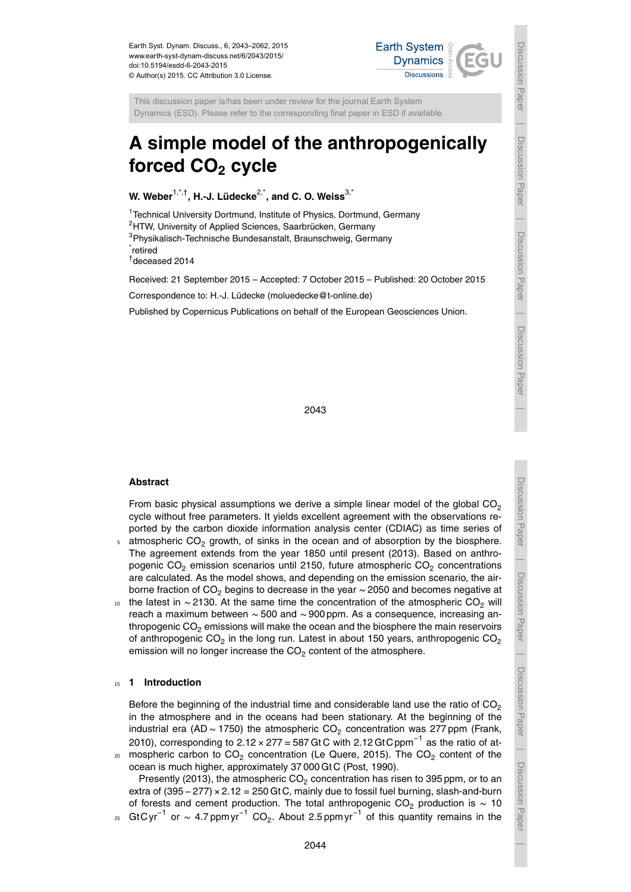This discussion paper is/has been under review for the journal Earth System Dynamics (ESD). Please refer to the corresponding final paper in ESD if available.

# A simple model of the anthropogenically forced $CO_2$ cycle

**W. Weber[1,*,†], H.-J. Lüdecke[2,*], and C. O. Weiss[3,*]**

[1]Technical University Dortmund, Institute of Physics, Dortmund, Germany
[2]HTW, University of Applied Sciences, Saarbrücken, Germany
[3]Physikalisch-Technische Bundesanstalt, Braunschweig, Germany
[*]retired
[†]deceased 2014

Received: 21 September 2015 – Accepted: 7 October 2015 – Published: 20 October 2015

Correspondence to: H.-J. Lüdecke (moluedecke@t-online.de)

Published by Copernicus Publications on behalf of the European Geosciences Union.

## Abstract

From basic physical assumptions we derive a simple linear model of the global $CO_2$ cycle without free parameters. It yields excellent agreement with the observations reported by the carbon dioxide information analysis center (CDIAC) as time series of atmospheric $CO_2$ growth, of sinks in the ocean and of absorption by the biosphere. The agreement extends from the year 1850 until present (2013). Based on anthropogenic $CO_2$ emission scenarios until 2150, future atmospheric $CO_2$ concentrations are calculated. As the model shows, and depending on the emission scenario, the airborne fraction of $CO_2$ begins to decrease in the year ~2050 and becomes negative at the latest in ~2130. At the same time the concentration of the atmospheric $CO_2$ will reach a maximum between ~500 and ~900 ppm. As a consequence, increasing anthropogenic $CO_2$ emissions will make the ocean and the biosphere the main reservoirs of anthropogenic $CO_2$ in the long run. Latest in about 150 years, anthropogenic $CO_2$ emission will no longer increase the $CO_2$ content of the atmosphere.

## 1 Introduction

Before the beginning of the industrial time and considerable land use the ratio of $CO_2$ in the atmosphere and in the oceans had been stationary. At the beginning of the industrial era (AD ~ 1750) the atmospheric $CO_2$ concentration was 277 ppm (Frank, 2010), corresponding to $2.12 \times 277 = 587$ GtC with 2.12 GtC $\text{ppm}^{-1}$ as the ratio of atmospheric carbon to $CO_2$ concentration (Le Quere, 2015). The $CO_2$ content of the ocean is much higher, approximately 37 000 GtC (Post, 1990).

Presently (2013), the atmospheric $CO_2$ concentration has risen to 395 ppm, or to an extra of $(395 - 277) \times 2.12 = 250$ GtC, mainly due to fossil fuel burning, slash-and-burn of forests and cement production. The total anthropogenic $CO_2$ production is ~ 10 GtC $\text{yr}^{-1}$ or ~ 4.7 ppm $\text{yr}^{-1}$ $CO_2$. About 2.5 ppm $\text{yr}^{-1}$ of this quantity remains in the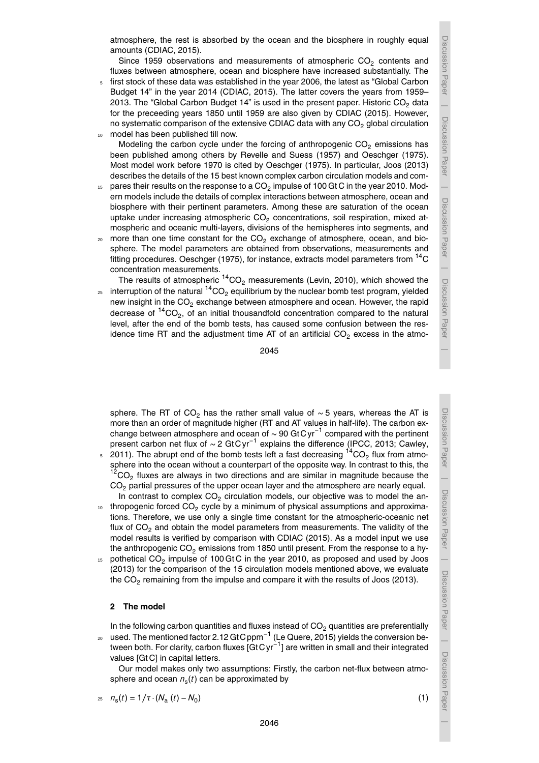atmosphere, the rest is absorbed by the ocean and the biosphere in roughly equal amounts (CDIAC, 2015).

Since 1959 observations and measurements of atmospheric $CO_2$ contents and fluxes between atmosphere, ocean and biosphere have increased substantially. The first stock of these data was established in the year 2006, the latest as "Global Carbon Budget 14" in the year 2014 (CDIAC, 2015). The latter covers the years from 1959–2013. The "Global Carbon Budget 14" is used in the present paper. Historic $CO_2$ data for the preceeding years 1850 until 1959 are also given by CDIAC (2015). However, no systematic comparison of the extensive CDIAC data with any $CO_2$ global circulation model has been published till now.

Modeling the carbon cycle under the forcing of anthropogenic $CO_2$ emissions has been published among others by Revelle and Suess (1957) and Oeschger (1975). Most model work before 1970 is cited by Oeschger (1975). In particular, Joos (2013) describes the details of the 15 best known complex carbon circulation models and compares their results on the response to a $CO_2$ impulse of 100 GtC in the year 2010. Modern models include the details of complex interactions between atmosphere, ocean and biosphere with their pertinent parameters. Among these are saturation of the ocean uptake under increasing atmospheric $CO_2$ concentrations, soil respiration, mixed atmospheric and oceanic multi-layers, divisions of the hemispheres into segments, and more than one time constant for the $CO_2$ exchange of atmosphere, ocean, and biosphere. The model parameters are obtained from observations, measurements and fitting procedures. Oeschger (1975), for instance, extracts model parameters from $^{14}C$ concentration measurements.

The results of atmospheric $^{14}CO_2$ measurements (Levin, 2010), which showed the interruption of the natural $^{14}CO_2$ equilibrium by the nuclear bomb test program, yielded new insight in the $CO_2$ exchange between atmosphere and ocean. However, the rapid decrease of $^{14}CO_2$, of an initial thousandfold concentration compared to the natural level, after the end of the bomb tests, has caused some confusion between the residence time RT and the adjustment time AT of an artificial $CO_2$ excess in the atmosphere. The RT of $CO_2$ has the rather small value of $\sim 5$ years, whereas the AT is more than an order of magnitude higher (RT and AT values in half-life). The carbon exchange between atmosphere and ocean of $\sim 90$ $\text{GtC yr}^{-1}$ compared with the pertinent present carbon net flux of $\sim 2$ $\text{GtC yr}^{-1}$ explains the difference (IPCC, 2013; Cawley, 2011). The abrupt end of the bomb tests left a fast decreasing $^{14}CO_2$ flux from atmosphere into the ocean without a counterpart of the opposite way. In contrast to this, the $^{12}CO_2$ fluxes are always in two directions and are similar in magnitude because the $CO_2$ partial pressures of the upper ocean layer and the atmosphere are nearly equal.

In contrast to complex $CO_2$ circulation models, our objective was to model the anthropogenic forced $CO_2$ cycle by a minimum of physical assumptions and approximations. Therefore, we use only a single time constant for the atmospheric-oceanic net flux of $CO_2$ and obtain the model parameters from measurements. The validity of the model results is verified by comparison with CDIAC (2015). As a model input we use the anthropogenic $CO_2$ emissions from 1850 until present. From the response to a hypothetical $CO_2$ impulse of 100 GtC in the year 2010, as proposed and used by Joos (2013) for the comparison of the 15 circulation models mentioned above, we evaluate the $CO_2$ remaining from the impulse and compare it with the results of Joos (2013).

## 2 The model

In the following carbon quantities and fluxes instead of $CO_2$ quantities are preferentially used. The mentioned factor 2.12 $\text{GtC ppm}^{-1}$ (Le Quere, 2015) yields the conversion between both. For clarity, carbon fluxes [$\text{GtC yr}^{-1}$] are written in small and their integrated values [GtC] in capital letters.

Our model makes only two assumptions: Firstly, the carbon net-flux between atmosphere and ocean $n_s(t)$ can be approximated by

$$n_s(t) = 1/\tau \cdot (N_a(t) - N_0) \tag{1}$$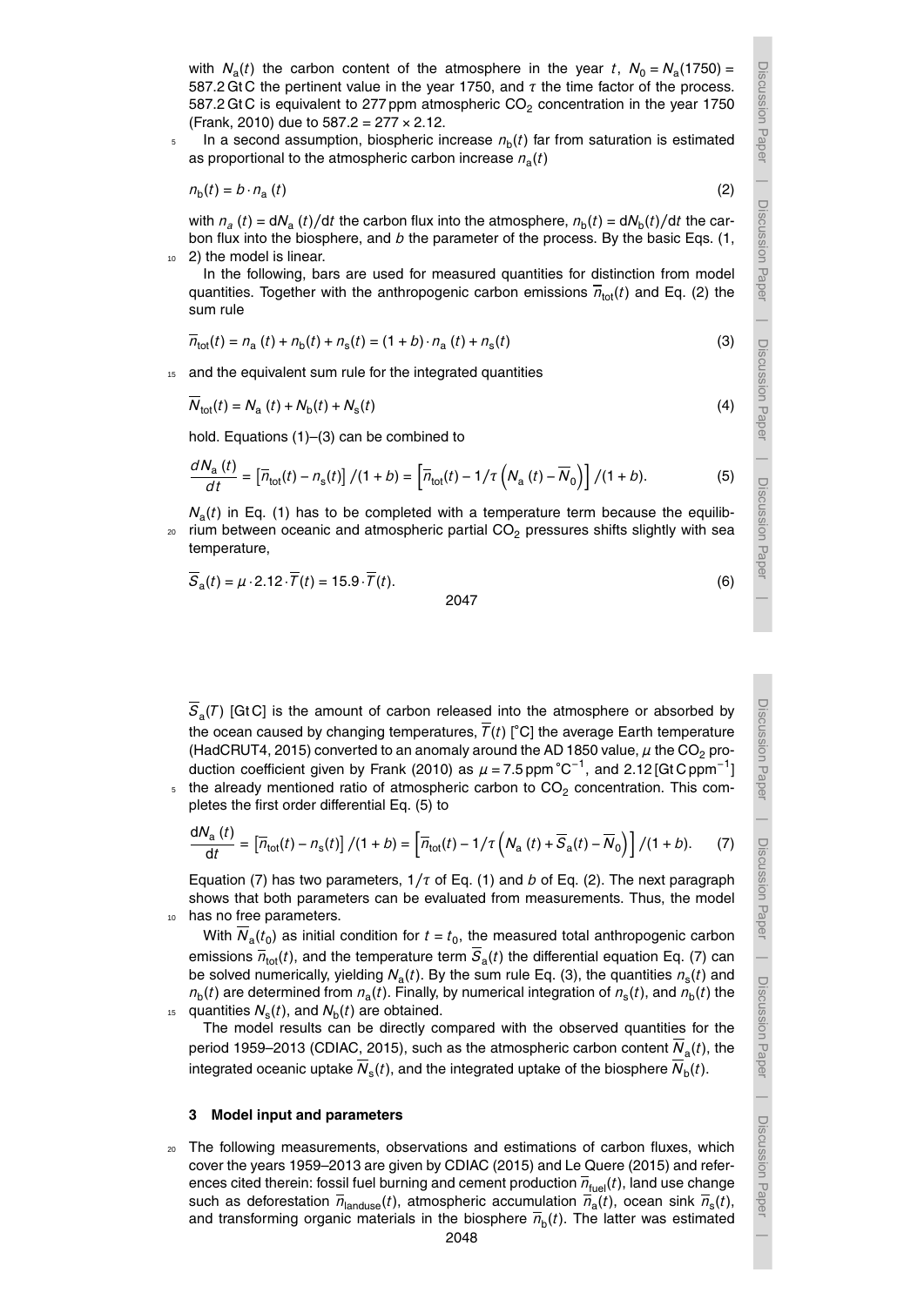with $N_a(t)$ the carbon content of the atmosphere in the year $t$, $N_0 = N_a(1750) = 587.2$ GtC the pertinent value in the year 1750, and $\tau$ the time factor of the process. 587.2 GtC is equivalent to 277 ppm atmospheric $CO_2$ concentration in the year 1750 (Frank, 2010) due to $587.2 = 277 \times 2.12$.

In a second assumption, biospheric increase $n_b(t)$ far from saturation is estimated as proportional to the atmospheric carbon increase $n_a(t)$

$$n_b(t) = b \cdot n_a(t) \tag{2}$$

with $n_a(t) = \mathrm{d}N_a(t)/\mathrm{d}t$ the carbon flux into the atmosphere, $n_b(t) = \mathrm{d}N_b(t)/\mathrm{d}t$ the carbon flux into the biosphere, and $b$ the parameter of the process. By the basic Eqs. (1, 2) the model is linear.

In the following, bars are used for measured quantities for distinction from model quantities. Together with the anthropogenic carbon emissions $\overline{n}_{tot}(t)$ and Eq. (2) the sum rule

$$\overline{n}_{tot}(t) = n_a(t) + n_b(t) + n_s(t) = (1+b) \cdot n_a(t) + n_s(t) \tag{3}$$

and the equivalent sum rule for the integrated quantities

$$\overline{N}_{tot}(t) = N_a(t) + N_b(t) + N_s(t) \tag{4}$$

hold. Equations (1)–(3) can be combined to

$$\frac{dN_a(t)}{dt} = \left[\overline{n}_{tot}(t) - n_s(t)\right]/(1+b) = \left[\overline{n}_{tot}(t) - 1/\tau\left(N_a(t) - \overline{N}_0\right)\right]/(1+b). \tag{5}$$

$N_a(t)$ in Eq. (1) has to be completed with a temperature term because the equilibrium between oceanic and atmospheric partial $CO_2$ pressures shifts slightly with sea temperature,

$$\overline{S}_a(t) = \mu \cdot 2.12 \cdot \overline{T}(t) = 15.9 \cdot \overline{T}(t). \tag{6}$$

$\overline{S}_a(T)$ [GtC] is the amount of carbon released into the atmosphere or absorbed by the ocean caused by changing temperatures, $\overline{T}(t)$ [°C] the average Earth temperature (HadCRUT4, 2015) converted to an anomaly around the AD 1850 value, $\mu$ the $CO_2$ production coefficient given by Frank (2010) as $\mu = 7.5\,\mathrm{ppm\,°C^{-1}}$, and 2.12 [$\mathrm{GtC\,ppm^{-1}}$] the already mentioned ratio of atmospheric carbon to $CO_2$ concentration. This completes the first order differential Eq. (5) to

$$\frac{\mathrm{d}N_a(t)}{\mathrm{d}t} = \left[\overline{n}_{tot}(t) - n_s(t)\right]/(1+b) = \left[\overline{n}_{tot}(t) - 1/\tau\left(N_a(t) + \overline{S}_a(t) - \overline{N}_0\right)\right]/(1+b). \tag{7}$$

Equation (7) has two parameters, $1/\tau$ of Eq. (1) and $b$ of Eq. (2). The next paragraph shows that both parameters can be evaluated from measurements. Thus, the model has no free parameters.

With $\overline{N}_a(t_0)$ as initial condition for $t = t_0$, the measured total anthropogenic carbon emissions $\overline{n}_{tot}(t)$, and the temperature term $\overline{S}_a(t)$ the differential equation Eq. (7) can be solved numerically, yielding $N_a(t)$. By the sum rule Eq. (3), the quantities $n_s(t)$ and $n_b(t)$ are determined from $n_a(t)$. Finally, by numerical integration of $n_s(t)$, and $n_b(t)$ the quantities $N_s(t)$, and $N_b(t)$ are obtained.

The model results can be directly compared with the observed quantities for the period 1959–2013 (CDIAC, 2015), such as the atmospheric carbon content $\overline{N}_a(t)$, the integrated oceanic uptake $\overline{N}_s(t)$, and the integrated uptake of the biosphere $\overline{N}_b(t)$.

## 3 Model input and parameters

The following measurements, observations and estimations of carbon fluxes, which cover the years 1959–2013 are given by CDIAC (2015) and Le Quere (2015) and references cited therein: fossil fuel burning and cement production $\overline{n}_{fuel}(t)$, land use change such as deforestation $\overline{n}_{landuse}(t)$, atmospheric accumulation $\overline{n}_a(t)$, ocean sink $\overline{n}_s(t)$, and transforming organic materials in the biosphere $\overline{n}_b(t)$. The latter was estimated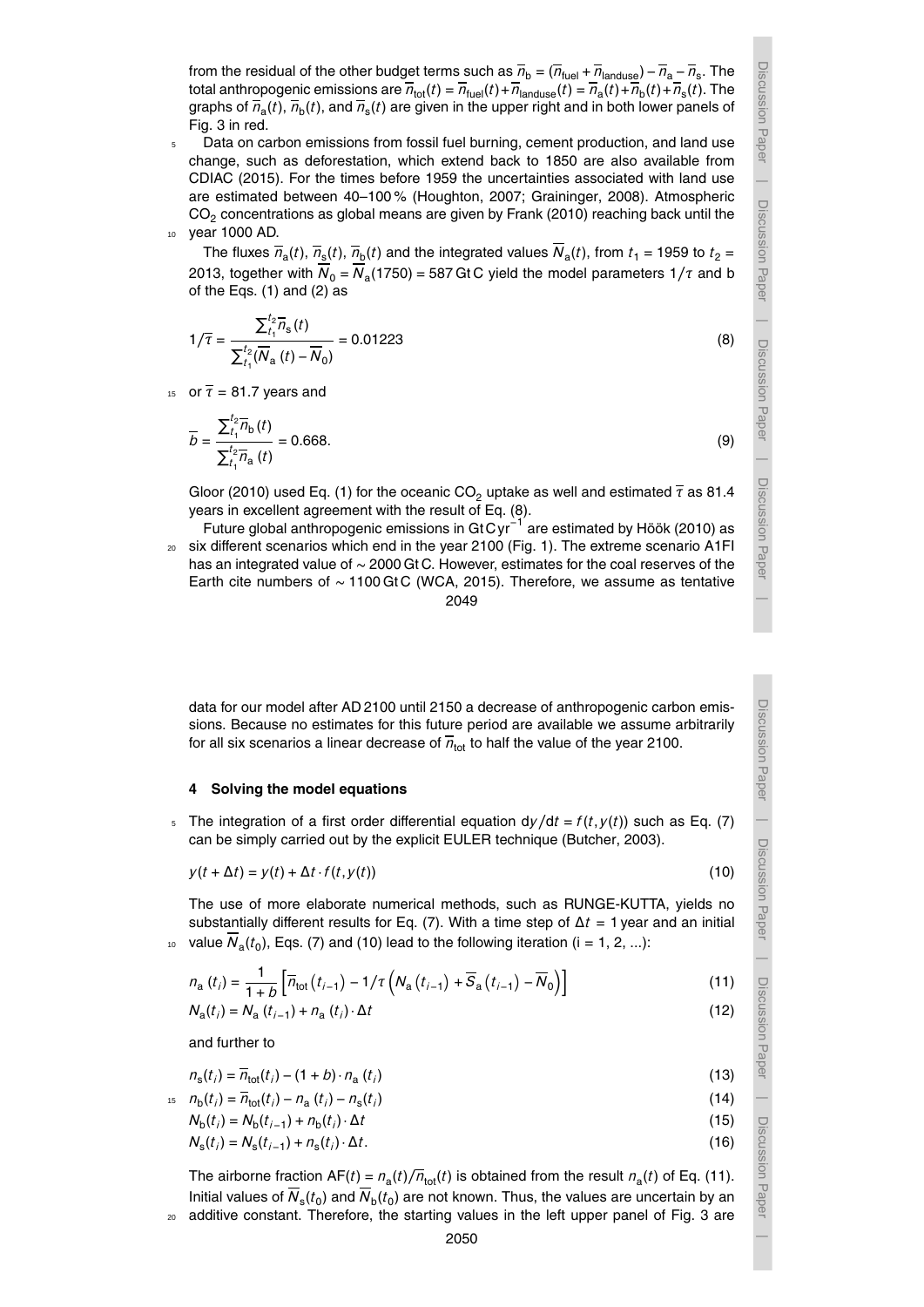from the residual of the other budget terms such as $\overline{n}_b = (\overline{n}_{fuel} + \overline{n}_{landuse}) - \overline{n}_a - \overline{n}_s$. The total anthropogenic emissions are $\overline{n}_{tot}(t) = \overline{n}_{fuel}(t) + \overline{n}_{landuse}(t) = \overline{n}_a(t) + \overline{n}_b(t) + \overline{n}_s(t)$. The graphs of $\overline{n}_a(t)$, $\overline{n}_b(t)$, and $\overline{n}_s(t)$ are given in the upper right and in both lower panels of Fig. 3 in red.

Data on carbon emissions from fossil fuel burning, cement production, and land use change, such as deforestation, which extend back to 1850 are also available from CDIAC (2015). For the times before 1959 the uncertainties associated with land use are estimated between 40–100 % (Houghton, 2007; Graininger, 2008). Atmospheric $CO_2$ concentrations as global means are given by Frank (2010) reaching back until the year 1000 AD.

The fluxes $\overline{n}_a(t)$, $\overline{n}_s(t)$, $\overline{n}_b(t)$ and the integrated values $\overline{N}_a(t)$, from $t_1 = 1959$ to $t_2 = 2013$, together with $\overline{N}_0 = \overline{N}_a(1750) = 587$ Gt C yield the model parameters $1/\tau$ and b of the Eqs. (1) and (2) as

$$1/\overline{\tau} = \frac{\sum_{t_1}^{t_2} \overline{n}_s(t)}{\sum_{t_1}^{t_2} (\overline{N}_a(t) - \overline{N}_0)} = 0.01223 \tag{8}$$

or $\overline{\tau} = 81.7$ years and

$$\overline{b} = \frac{\sum_{t_1}^{t_2} \overline{n}_b(t)}{\sum_{t_1}^{t_2} \overline{n}_a(t)} = 0.668. \tag{9}$$

Gloor (2010) used Eq. (1) for the oceanic $CO_2$ uptake as well and estimated $\overline{\tau}$ as 81.4 years in excellent agreement with the result of Eq. (8).

Future global anthropogenic emissions in Gt C $\text{yr}^{-1}$ are estimated by Höök (2010) as six different scenarios which end in the year 2100 (Fig. 1). The extreme scenario A1FI has an integrated value of ~ 2000 Gt C. However, estimates for the coal reserves of the Earth cite numbers of ~ 1100 Gt C (WCA, 2015). Therefore, we assume as tentative data for our model after AD 2100 until 2150 a decrease of anthropogenic carbon emissions. Because no estimates for this future period are available we assume arbitrarily for all six scenarios a linear decrease of $\overline{n}_{tot}$ to half the value of the year 2100.

## 4 Solving the model equations

The integration of a first order differential equation $dy/dt = f(t, y(t))$ such as Eq. (7) can be simply carried out by the explicit EULER technique (Butcher, 2003).

$$y(t + \Delta t) = y(t) + \Delta t \cdot f(t, y(t)) \tag{10}$$

The use of more elaborate numerical methods, such as RUNGE-KUTTA, yields no substantially different results for Eq. (7). With a time step of $\Delta t = 1$ year and an initial value $\overline{N}_a(t_0)$, Eqs. (7) and (10) lead to the following iteration (i = 1, 2, ...):

$$n_a(t_i) = \frac{1}{1+b}\left[\overline{n}_{tot}(t_{i-1}) - 1/\tau\left(N_a(t_{i-1}) + \overline{S}_a(t_{i-1}) - \overline{N}_0\right)\right] \tag{11}$$

$$N_a(t_i) = N_a(t_{i-1}) + n_a(t_i) \cdot \Delta t \tag{12}$$

and further to

$$n_s(t_i) = \overline{n}_{tot}(t_i) - (1+b) \cdot n_a(t_i) \tag{13}$$

$$n_b(t_i) = \overline{n}_{tot}(t_i) - n_a(t_i) - n_s(t_i) \tag{14}$$

$$N_b(t_i) = N_b(t_{i-1}) + n_b(t_i) \cdot \Delta t \tag{15}$$

$$N_s(t_i) = N_s(t_{i-1}) + n_s(t_i) \cdot \Delta t. \tag{16}$$

The airborne fraction $\text{AF}(t) = n_a(t)/\overline{n}_{tot}(t)$ is obtained from the result $n_a(t)$ of Eq. (11). Initial values of $\overline{N}_s(t_0)$ and $\overline{N}_b(t_0)$ are not known. Thus, the values are uncertain by an additive constant. Therefore, the starting values in the left upper panel of Fig. 3 are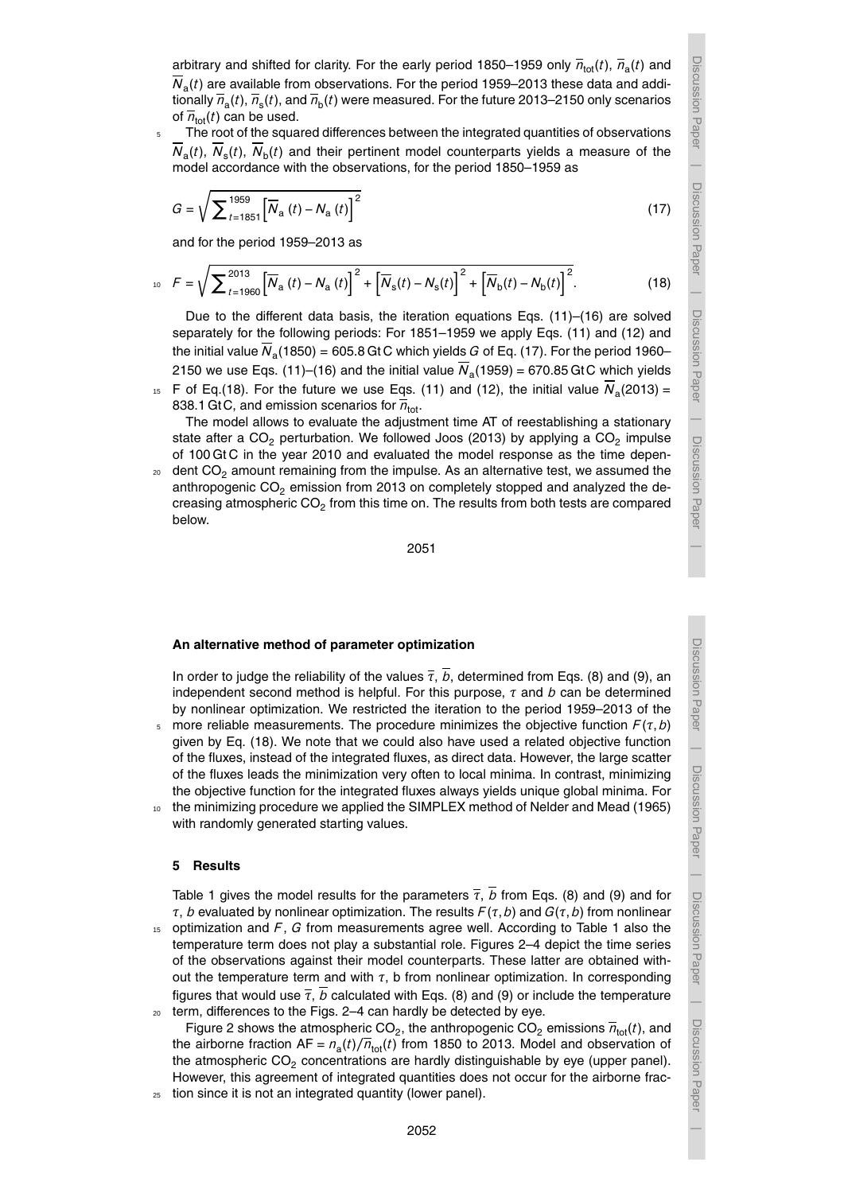arbitrary and shifted for clarity. For the early period 1850–1959 only $\overline{n}_{tot}(t)$, $\overline{n}_a(t)$ and $\overline{N}_a(t)$ are available from observations. For the period 1959–2013 these data and additionally $\overline{n}_a(t)$, $\overline{n}_s(t)$, and $\overline{n}_b(t)$ were measured. For the future 2013–2150 only scenarios of $\overline{n}_{tot}(t)$ can be used.

The root of the squared differences between the integrated quantities of observations $\overline{N}_a(t)$, $\overline{N}_s(t)$, $\overline{N}_b(t)$ and their pertinent model counterparts yields a measure of the model accordance with the observations, for the period 1850–1959 as

$$G = \sqrt{\sum_{t=1851}^{1959} \left[\overline{N}_a(t) - N_a(t)\right]^2} \tag{17}$$

and for the period 1959–2013 as

$$F = \sqrt{\sum_{t=1960}^{2013} \left[\overline{N}_a(t) - N_a(t)\right]^2 + \left[\overline{N}_s(t) - N_s(t)\right]^2 + \left[\overline{N}_b(t) - N_b(t)\right]^2}. \tag{18}$$

Due to the different data basis, the iteration equations Eqs. (11)–(16) are solved separately for the following periods: For 1851–1959 we apply Eqs. (11) and (12) and the initial value $\overline{N}_a(1850) = 605.8$ GtC which yields $G$ of Eq. (17). For the period 1960–2150 we use Eqs. (11)–(16) and the initial value $\overline{N}_a(1959) = 670.85$ GtC which yields F of Eq.(18). For the future we use Eqs. (11) and (12), the initial value $\overline{N}_a(2013) = 838.1$ GtC, and emission scenarios for $\overline{n}_{tot}$.

The model allows to evaluate the adjustment time AT of reestablishing a stationary state after a $CO_2$ perturbation. We followed Joos (2013) by applying a $CO_2$ impulse of 100 GtC in the year 2010 and evaluated the model response as the time dependent $CO_2$ amount remaining from the impulse. As an alternative test, we assumed the anthropogenic $CO_2$ emission from 2013 on completely stopped and analyzed the decreasing atmospheric $CO_2$ from this time on. The results from both tests are compared below.

**An alternative method of parameter optimization**

In order to judge the reliability of the values $\overline{\tau}$, $\overline{b}$, determined from Eqs. (8) and (9), an independent second method is helpful. For this purpose, $\tau$ and $b$ can be determined by nonlinear optimization. We restricted the iteration to the period 1959–2013 of the more reliable measurements. The procedure minimizes the objective function $F(\tau, b)$ given by Eq. (18). We note that we could also have used a related objective function of the fluxes, instead of the integrated fluxes, as direct data. However, the large scatter of the fluxes leads the minimization very often to local minima. In contrast, minimizing the objective function for the integrated fluxes always yields unique global minima. For the minimizing procedure we applied the SIMPLEX method of Nelder and Mead (1965) with randomly generated starting values.

## 5 Results

Table 1 gives the model results for the parameters $\overline{\tau}$, $\overline{b}$ from Eqs. (8) and (9) and for $\tau$, $b$ evaluated by nonlinear optimization. The results $F(\tau, b)$ and $G(\tau, b)$ from nonlinear optimization and $F$, $G$ from measurements agree well. According to Table 1 also the temperature term does not play a substantial role. Figures 2–4 depict the time series of the observations against their model counterparts. These latter are obtained without the temperature term and with $\tau$, b from nonlinear optimization. In corresponding figures that would use $\overline{\tau}$, $\overline{b}$ calculated with Eqs. (8) and (9) or include the temperature term, differences to the Figs. 2–4 can hardly be detected by eye.

Figure 2 shows the atmospheric $CO_2$, the anthropogenic $CO_2$ emissions $\overline{n}_{tot}(t)$, and the airborne fraction $AF = n_a(t)/\overline{n}_{tot}(t)$ from 1850 to 2013. Model and observation of the atmospheric $CO_2$ concentrations are hardly distinguishable by eye (upper panel). However, this agreement of integrated quantities does not occur for the airborne fraction since it is not an integrated quantity (lower panel).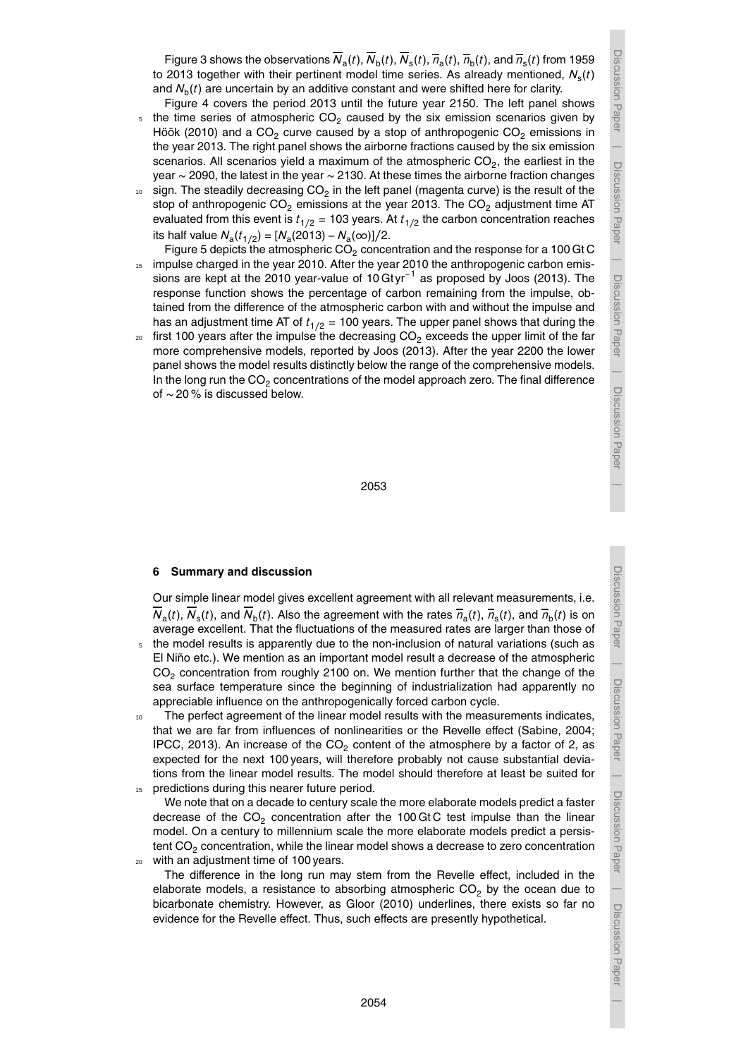Figure 3 shows the observations $\overline{N}_a(t)$, $\overline{N}_b(t)$, $\overline{N}_s(t)$, $\overline{n}_a(t)$, $\overline{n}_b(t)$, and $\overline{n}_s(t)$ from 1959 to 2013 together with their pertinent model time series. As already mentioned, $N_s(t)$ and $N_b(t)$ are uncertain by an additive constant and were shifted here for clarity.

Figure 4 covers the period 2013 until the future year 2150. The left panel shows the time series of atmospheric $CO_2$ caused by the six emission scenarios given by Höök (2010) and a $CO_2$ curve caused by a stop of anthropogenic $CO_2$ emissions in the year 2013. The right panel shows the airborne fractions caused by the six emission scenarios. All scenarios yield a maximum of the atmospheric $CO_2$, the earliest in the year ∼ 2090, the latest in the year ∼ 2130. At these times the airborne fraction changes sign. The steadily decreasing $CO_2$ in the left panel (magenta curve) is the result of the stop of anthropogenic $CO_2$ emissions at the year 2013. The $CO_2$ adjustment time AT evaluated from this event is $t_{1/2} = 103$ years. At $t_{1/2}$ the carbon concentration reaches its half value $N_a(t_{1/2}) = [N_a(2013) - N_a(\infty)]/2$.

Figure 5 depicts the atmospheric $CO_2$ concentration and the response for a 100 Gt C impulse charged in the year 2010. After the year 2010 the anthropogenic carbon emissions are kept at the 2010 year-value of 10 Gt yr$^{-1}$ as proposed by Joos (2013). The response function shows the percentage of carbon remaining from the impulse, obtained from the difference of the atmospheric carbon with and without the impulse and has an adjustment time AT of $t_{1/2} = 100$ years. The upper panel shows that during the first 100 years after the impulse the decreasing $CO_2$ exceeds the upper limit of the far more comprehensive models, reported by Joos (2013). After the year 2200 the lower panel shows the model results distinctly below the range of the comprehensive models. In the long run the $CO_2$ concentrations of the model approach zero. The final difference of ∼ 20 % is discussed below.

## 6 Summary and discussion

Our simple linear model gives excellent agreement with all relevant measurements, i.e. $\overline{N}_a(t)$, $\overline{N}_s(t)$, and $\overline{N}_b(t)$. Also the agreement with the rates $\overline{n}_a(t)$, $\overline{n}_s(t)$, and $\overline{n}_b(t)$ is on average excellent. That the fluctuations of the measured rates are larger than those of the model results is apparently due to the non-inclusion of natural variations (such as El Niño etc.). We mention as an important model result a decrease of the atmospheric $CO_2$ concentration from roughly 2100 on. We mention further that the change of the sea surface temperature since the beginning of industrialization had apparently no appreciable influence on the anthropogenically forced carbon cycle.

The perfect agreement of the linear model results with the measurements indicates, that we are far from influences of nonlinearities or the Revelle effect (Sabine, 2004; IPCC, 2013). An increase of the $CO_2$ content of the atmosphere by a factor of 2, as expected for the next 100 years, will therefore probably not cause substantial deviations from the linear model results. The model should therefore at least be suited for predictions during this nearer future period.

We note that on a decade to century scale the more elaborate models predict a faster decrease of the $CO_2$ concentration after the 100 Gt C test impulse than the linear model. On a century to millennium scale the more elaborate models predict a persistent $CO_2$ concentration, while the linear model shows a decrease to zero concentration with an adjustment time of 100 years.

The difference in the long run may stem from the Revelle effect, included in the elaborate models, a resistance to absorbing atmospheric $CO_2$ by the ocean due to bicarbonate chemistry. However, as Gloor (2010) underlines, there exists so far no evidence for the Revelle effect. Thus, such effects are presently hypothetical.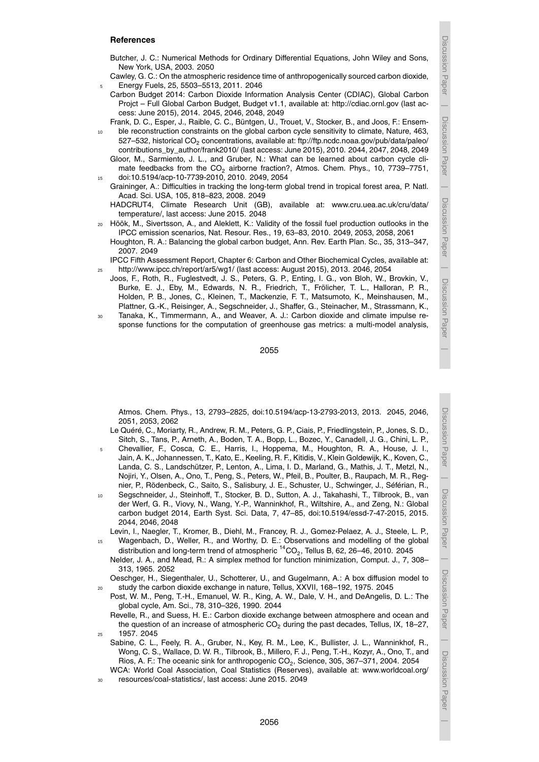## References

Butcher, J. C.: Numerical Methods for Ordinary Differential Equations, John Wiley and Sons, New York, USA, 2003. 2050

Cawley, G. C.: On the atmospheric residence time of anthropogenically sourced carbon dioxide, Energy Fuels, 25, 5503–5513, 2011. 2046

Carbon Budget 2014: Carbon Dioxide Information Analysis Center (CDIAC), Global Carbon Projct – Full Global Carbon Budget, Budget v1.1, available at: http://cdiac.ornl.gov (last access: June 2015), 2014. 2045, 2046, 2048, 2049

Frank, D. C., Esper, J., Raible, C. C., Büntgen, U., Trouet, V., Stocker, B., and Joos, F.: Ensemble reconstruction constraints on the global carbon cycle sensitivity to climate, Nature, 463, 527–532, historical $CO_2$ concentrations, available at: ftp://ftp.ncdc.noaa.gov/pub/data/paleo/contributions_by_author/frank2010/ (last access: June 2015), 2010. 2044, 2047, 2048, 2049

Gloor, M., Sarmiento, J. L., and Gruber, N.: What can be learned about carbon cycle climate feedbacks from the $CO_2$ airborne fraction?, Atmos. Chem. Phys., 10, 7739–7751, doi:10.5194/acp-10-7739-2010, 2010. 2049, 2054

Graininger, A.: Difficulties in tracking the long-term global trend in tropical forest area, P. Natl. Acad. Sci. USA, 105, 818–823, 2008. 2049

HADCRUT4, Climate Research Unit (GB), available at: www.cru.uea.ac.uk/cru/data/temperature/, last access: June 2015. 2048

Höök, M., Sivertsson, A., and Aleklett, K.: Validity of the fossil fuel production outlooks in the IPCC emission scenarios, Nat. Resour. Res., 19, 63–83, 2010. 2049, 2053, 2058, 2061

Houghton, R. A.: Balancing the global carbon budget, Ann. Rev. Earth Plan. Sc., 35, 313–347, 2007. 2049

IPCC Fifth Assessment Report, Chapter 6: Carbon and Other Biochemical Cycles, available at: http://www.ipcc.ch/report/ar5/wg1/ (last access: August 2015), 2013. 2046, 2054

Joos, F., Roth, R., Fuglestvedt, J. S., Peters, G. P., Enting, I. G., von Bloh, W., Brovkin, V., Burke, E. J., Eby, M., Edwards, N. R., Friedrich, T., Frölicher, T. L., Halloran, P. R., Holden, P. B., Jones, C., Kleinen, T., Mackenzie, F. T., Matsumoto, K., Meinshausen, M., Plattner, G.-K., Reisinger, A., Segschneider, J., Shaffer, G., Steinacher, M., Strassmann, K., Tanaka, K., Timmermann, A., and Weaver, A. J.: Carbon dioxide and climate impulse response functions for the computation of greenhouse gas metrics: a multi-model analysis, Atmos. Chem. Phys., 13, 2793–2825, doi:10.5194/acp-13-2793-2013, 2013. 2045, 2046, 2051, 2053, 2062

Le Quéré, C., Moriarty, R., Andrew, R. M., Peters, G. P., Ciais, P., Friedlingstein, P., Jones, S. D., Sitch, S., Tans, P., Arneth, A., Boden, T. A., Bopp, L., Bozec, Y., Canadell, J. G., Chini, L. P., Chevallier, F., Cosca, C. E., Harris, I., Hoppema, M., Houghton, R. A., House, J. I., Jain, A. K., Johannessen, T., Kato, E., Keeling, R. F., Kitidis, V., Klein Goldewijk, K., Koven, C., Landa, C. S., Landschützer, P., Lenton, A., Lima, I. D., Marland, G., Mathis, J. T., Metzl, N., Nojiri, Y., Olsen, A., Ono, T., Peng, S., Peters, W., Pfeil, B., Poulter, B., Raupach, M. R., Regnier, P., Rödenbeck, C., Saito, S., Salisbury, J. E., Schuster, U., Schwinger, J., Séférian, R., Segschneider, J., Steinhoff, T., Stocker, B. D., Sutton, A. J., Takahashi, T., Tilbrook, B., van der Werf, G. R., Viovy, N., Wang, Y.-P., Wanninkhof, R., Wiltshire, A., and Zeng, N.: Global carbon budget 2014, Earth Syst. Sci. Data, 7, 47–85, doi:10.5194/essd-7-47-2015, 2015. 2044, 2046, 2048

Levin, I., Naegler, T., Kromer, B., Diehl, M., Francey, R. J., Gomez-Pelaez, A. J., Steele, L. P., Wagenbach, D., Weller, R., and Worthy, D. E.: Observations and modelling of the global distribution and long-term trend of atmospheric $^{14}CO_2$, Tellus B, 62, 26–46, 2010. 2045

Nelder, J. A., and Mead, R.: A simplex method for function minimization, Comput. J., 7, 308–313, 1965. 2052

Oeschger, H., Siegenthaler, U., Schotterer, U., and Gugelmann, A.: A box diffusion model to study the carbon dioxide exchange in nature, Tellus, XXVII, 168–192, 1975. 2045

Post, W. M., Peng, T.-H., Emanuel, W. R., King, A. W., Dale, V. H., and DeAngelis, D. L.: The global cycle, Am. Sci., 78, 310–326, 1990. 2044

Revelle, R., and Suess, H. E.: Carbon dioxide exchange between atmosphere and ocean and the question of an increase of atmospheric $CO_2$ during the past decades, Tellus, IX, 18–27, 1957. 2045

Sabine, C. L., Feely, R. A., Gruber, N., Key, R. M., Lee, K., Bullister, J. L., Wanninkhof, R., Wong, C. S., Wallace, D. W. R., Tilbrook, B., Millero, F. J., Peng, T.-H., Kozyr, A., Ono, T., and Rios, A. F.: The oceanic sink for anthropogenic $CO_2$, Science, 305, 367–371, 2004. 2054

WCA: World Coal Association, Coal Statistics (Reserves), available at: www.worldcoal.org/resources/coal-statistics/, last access: June 2015. 2049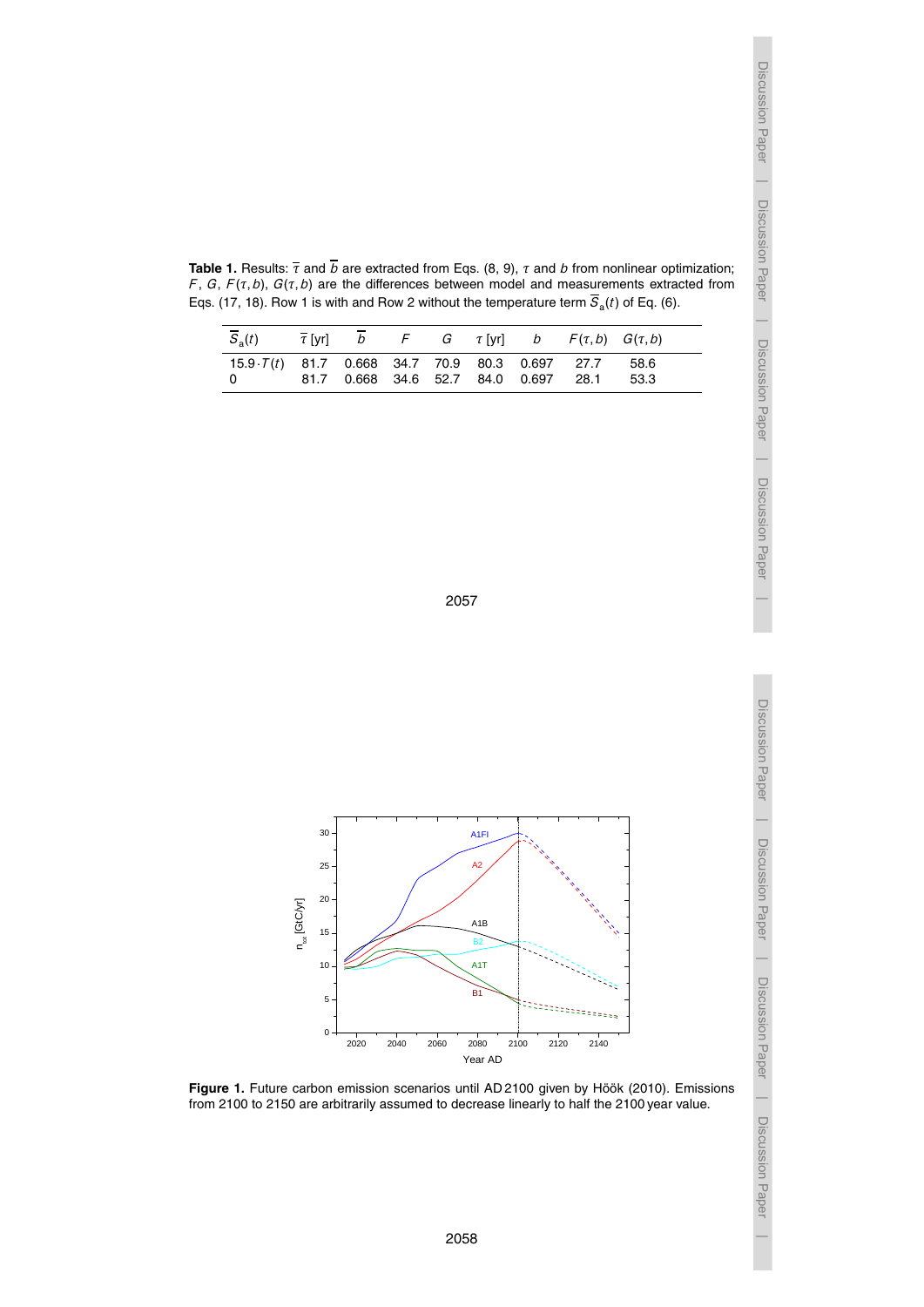**Table 1.** Results: $\overline{\tau}$ and $\overline{b}$ are extracted from Eqs. (8, 9), $\tau$ and $b$ from nonlinear optimization; $F$, $G$, $F(\tau, b)$, $G(\tau, b)$ are the differences between model and measurements extracted from Eqs. (17, 18). Row 1 is with and Row 2 without the temperature term $\overline{S}_a(t)$ of Eq. (6).

| $\overline{S}_a(t)$ | $\overline{\tau}$ [yr] | $\overline{b}$ | $F$ | $G$ | $\tau$ [yr] | $b$ | $F(\tau, b)$ | $G(\tau, b)$ |
|---|---|---|---|---|---|---|---|---|
| $15.9 \cdot T(t)$ | 81.7 | 0.668 | 34.7 | 70.9 | 80.3 | 0.697 | 27.7 | 58.6 |
| 0 | 81.7 | 0.668 | 34.6 | 52.7 | 84.0 | 0.697 | 28.1 | 53.3 |

$n_{tot}$ [GtC/yr]

A1FI
A2
A1B
B2
A1T
B1

Year AD

**Figure 1.** Future carbon emission scenarios until AD 2100 given by Höök (2010). Emissions from 2100 to 2150 are arbitrarily assumed to decrease linearly to half the 2100 year value.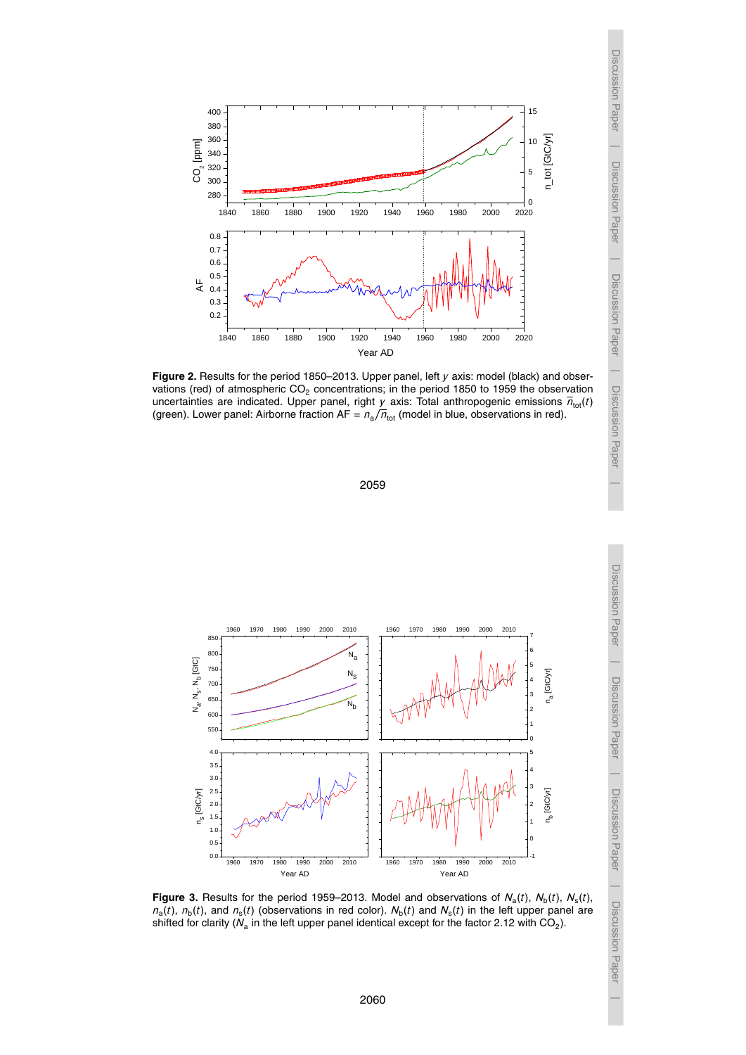400
380
360
340
320
300
280
$CO_2$ [ppm]
15
10
5
0
n_tot [GtC/yr]
1840 1860 1880 1900 1920 1940 1960 1980 2000 2020

0.8
0.7
0.6
0.5
0.4
0.3
0.2
AF
1840 1860 1880 1900 1920 1940 1960 1980 2000 2020
Year AD

**Figure 2.** Results for the period 1850–2013. Upper panel, left $y$ axis: model (black) and observations (red) of atmospheric $CO_2$ concentrations; in the period 1850 to 1959 the observation uncertainties are indicated. Upper panel, right $y$ axis: Total anthropogenic emissions $\overline{n}_{tot}(t)$ (green). Lower panel: Airborne fraction AF = $n_a/\overline{n}_{tot}$ (model in blue, observations in red).

1960 1970 1980 1990 2000 2010
850
800
750
700
650
600
550
$N_a$, $N_s$, $N_b$ [GtC]
$N_a$
$N_s$
$N_b$

1960 1970 1980 1990 2000 2010
7
6
5
4
3
2
1
0
$n_a$ [GtC/yr]

4.0
3.5
3.0
2.5
2.0
1.5
1.0
0.5
0.0
$n_s$ [GtC/yr]
1960 1970 1980 1990 2000 2010
Year AD

5
4
3
2
1
0
-1
$n_b$ [GtC/yr]
1960 1970 1980 1990 2000 2010
Year AD

**Figure 3.** Results for the period 1959–2013. Model and observations of $N_a(t)$, $N_b(t)$, $N_s(t)$, $n_a(t)$, $n_b(t)$, and $n_s(t)$ (observations in red color). $N_b(t)$ and $N_s(t)$ in the left upper panel are shifted for clarity ($N_a$ in the left upper panel identical except for the factor 2.12 with $CO_2$).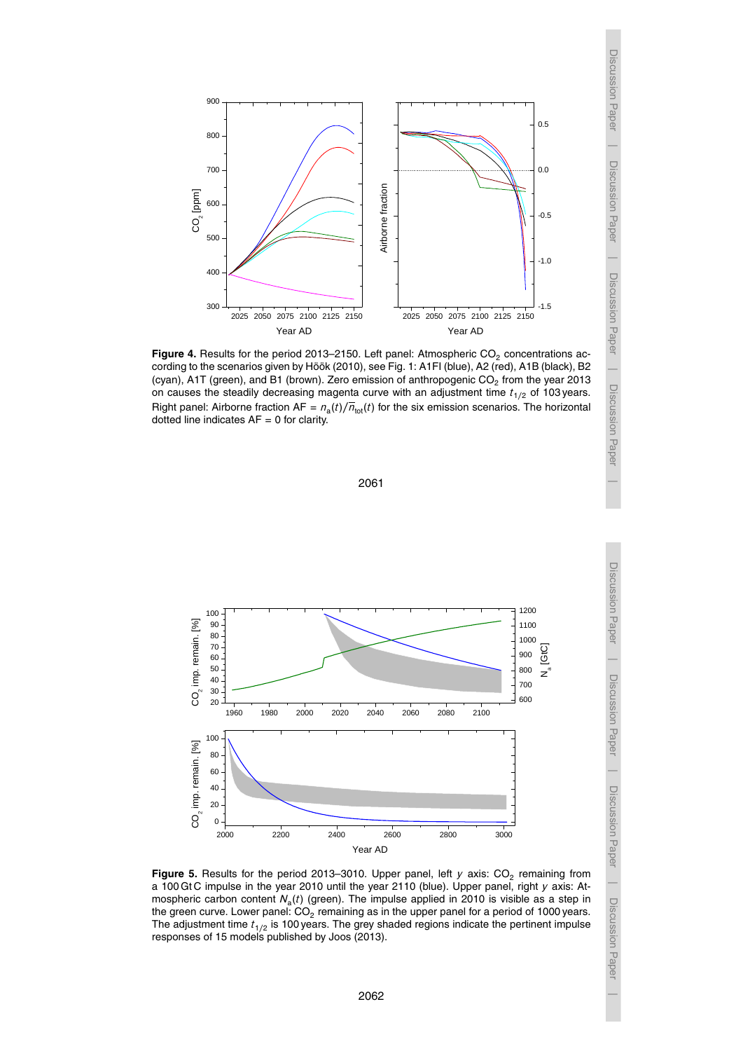900
800
700
600
500
400
300
$CO_2$ [ppm]
2025 2050 2075 2100 2125 2150
Year AD

0.5
0.0
-0.5
-1.0
-1.5
Airborne fraction
2025 2050 2075 2100 2125 2150
Year AD

**Figure 4.** Results for the period 2013–2150. Left panel: Atmospheric $CO_2$ concentrations according to the scenarios given by Höök (2010), see Fig. 1: A1FI (blue), A2 (red), A1B (black), B2 (cyan), A1T (green), and B1 (brown). Zero emission of anthropogenic $CO_2$ from the year 2013 on causes the steadily decreasing magenta curve with an adjustment time $t_{1/2}$ of 103 years. Right panel: Airborne fraction AF $= n_a(t)/\overline{n}_{tot}(t)$ for the six emission scenarios. The horizontal dotted line indicates AF = 0 for clarity.

100
90
80
70
60
50
40
30
20
$CO_2$ imp. remain. [%]
1960 1980 2000 2020 2040 2060 2080 2100
1200
1100
1000
900
800
700
600
$N_a$ [GtC]

100
80
60
40
20
0
$CO_2$ imp. remain. [%]
2000 2200 2400 2600 2800 3000
Year AD

**Figure 5.** Results for the period 2013–3010. Upper panel, left *y* axis: $CO_2$ remaining from a 100 Gt C impulse in the year 2010 until the year 2110 (blue). Upper panel, right *y* axis: Atmospheric carbon content $N_a(t)$ (green). The impulse applied in 2010 is visible as a step in the green curve. Lower panel: $CO_2$ remaining as in the upper panel for a period of 1000 years. The adjustment time $t_{1/2}$ is 100 years. The grey shaded regions indicate the pertinent impulse responses of 15 models published by Joos (2013).